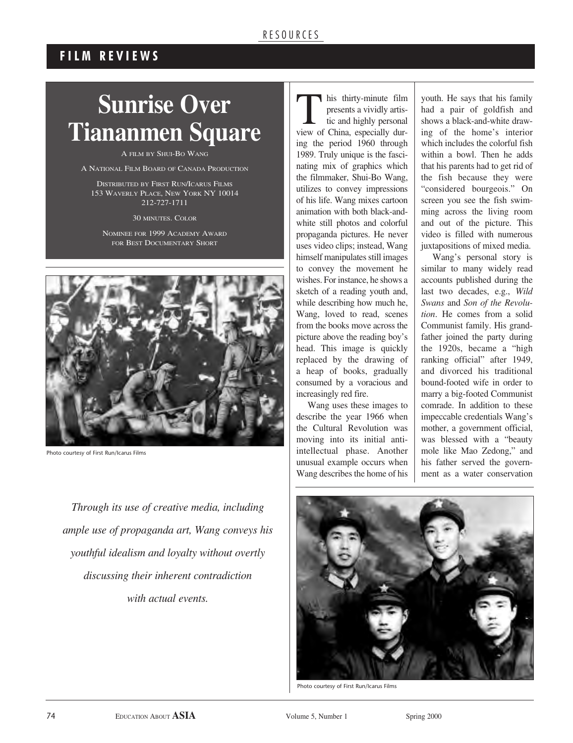RESOURCES

## FILM REVIEWS

# Sunrise Over Tiananmen Square

A FILM BY SHUI-BO WANG

A NATIONAL FILM BOARD OF CANADA PRODUCTION

DISTRIBUTED BY FIRST RUN/ICARUS FILMS
153 WAVERLY PLACE, NEW YORK NY 10014
212-727-1711

30 MINUTES. COLOR

NOMINEE FOR 1999 ACADEMY AWARD FOR BEST DOCUMENTARY SHORT

Photo courtesy of First Run/Icarus Films

*Through its use of creative media, including ample use of propaganda art, Wang conveys his youthful idealism and loyalty without overtly discussing their inherent contradiction with actual events.*

This thirty-minute film presents a vividly artistic and highly personal view of China, especially during the period 1960 through 1989. Truly unique is the fascinating mix of graphics which the filmmaker, Shui-Bo Wang, utilizes to convey impressions of his life. Wang mixes cartoon animation with both black-and-white still photos and colorful propaganda pictures. He never uses video clips; instead, Wang himself manipulates still images to convey the movement he wishes. For instance, he shows a sketch of a reading youth and, while describing how much he, Wang, loved to read, scenes from the books move across the picture above the reading boy's head. This image is quickly replaced by the drawing of a heap of books, gradually consumed by a voracious and increasingly red fire.

Wang uses these images to describe the year 1966 when the Cultural Revolution was moving into its initial anti-intellectual phase. Another unusual example occurs when Wang describes the home of his youth. He says that his family had a pair of goldfish and shows a black-and-white drawing of the home's interior which includes the colorful fish within a bowl. Then he adds that his parents had to get rid of the fish because they were "considered bourgeois." On screen you see the fish swimming across the living room and out of the picture. This video is filled with numerous juxtapositions of mixed media.

Wang's personal story is similar to many widely read accounts published during the last two decades, e.g., *Wild Swans* and *Son of the Revolution*. He comes from a solid Communist family. His grandfather joined the party during the 1920s, became a "high ranking official" after 1949, and divorced his traditional bound-footed wife in order to marry a big-footed Communist comrade. In addition to these impeccable credentials Wang's mother, a government official, was blessed with a "beauty mole like Mao Zedong," and his father served the government as a water conservation

Photo courtesy of First Run/Icarus Films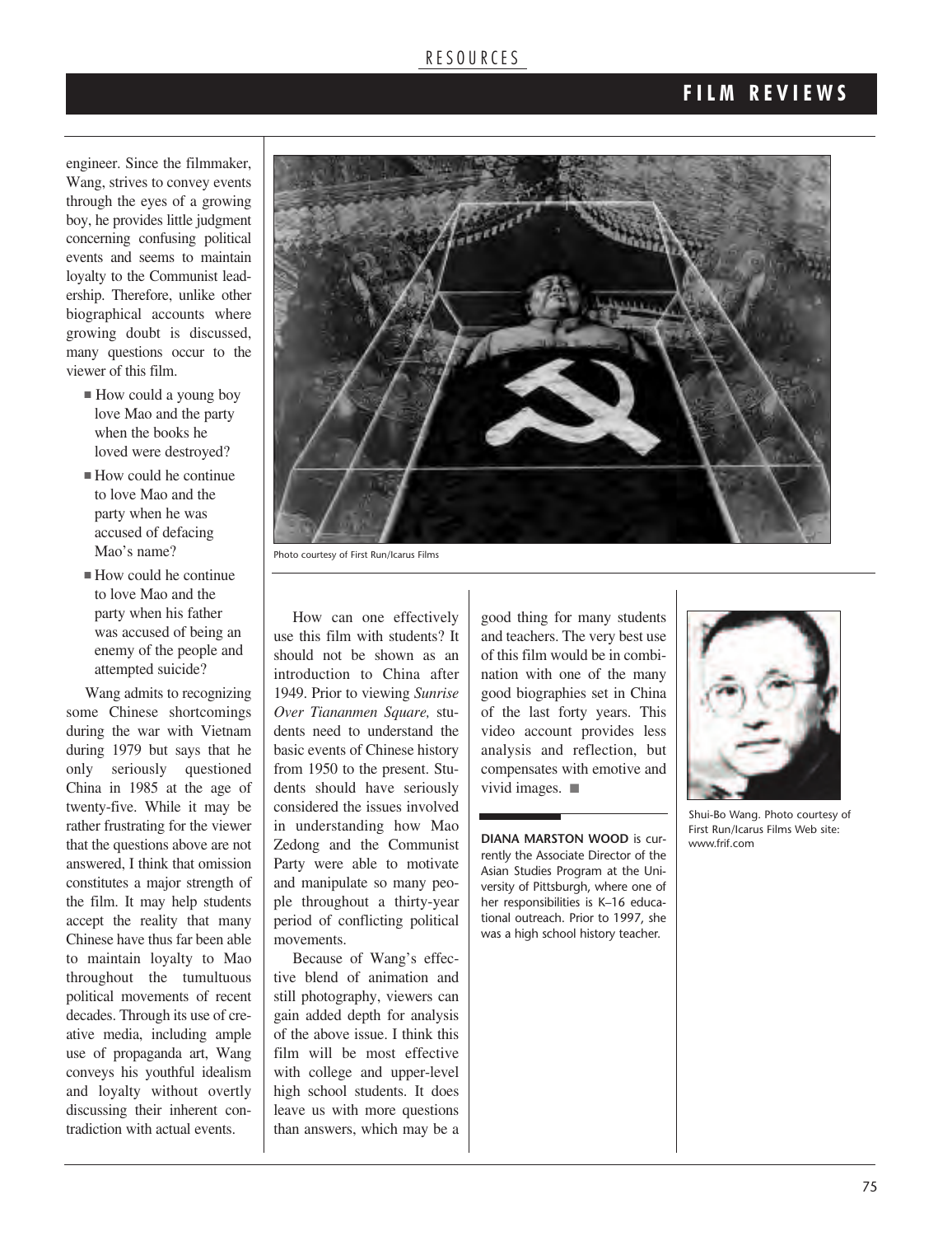engineer. Since the filmmaker, Wang, strives to convey events through the eyes of a growing boy, he provides little judgment concerning confusing political events and seems to maintain loyalty to the Communist leadership. Therefore, unlike other biographical accounts where growing doubt is discussed, many questions occur to the viewer of this film.

- How could a young boy love Mao and the party when the books he loved were destroyed?
- How could he continue to love Mao and the party when he was accused of defacing Mao's name?
- How could he continue to love Mao and the party when his father was accused of being an enemy of the people and attempted suicide?

Wang admits to recognizing some Chinese shortcomings during the war with Vietnam during 1979 but says that he only seriously questioned China in 1985 at the age of twenty-five. While it may be rather frustrating for the viewer that the questions above are not answered, I think that omission constitutes a major strength of the film. It may help students accept the reality that many Chinese have thus far been able to maintain loyalty to Mao throughout the tumultuous political movements of recent decades. Through its use of creative media, including ample use of propaganda art, Wang conveys his youthful idealism and loyalty without overtly discussing their inherent contradiction with actual events.

Photo courtesy of First Run/Icarus Films

How can one effectively use this film with students? It should not be shown as an introduction to China after 1949. Prior to viewing *Sunrise Over Tiananmen Square,* students need to understand the basic events of Chinese history from 1950 to the present. Students should have seriously considered the issues involved in understanding how Mao Zedong and the Communist Party were able to motivate and manipulate so many people throughout a thirty-year period of conflicting political movements.

Because of Wang's effective blend of animation and still photography, viewers can gain added depth for analysis of the above issue. I think this film will be most effective with college and upper-level high school students. It does leave us with more questions than answers, which may be a good thing for many students and teachers. The very best use of this film would be in combination with one of the many good biographies set in China of the last forty years. This video account provides less analysis and reflection, but compensates with emotive and vivid images. ■

**DIANA MARSTON WOOD** is currently the Associate Director of the Asian Studies Program at the University of Pittsburgh, where one of her responsibilities is K–16 educational outreach. Prior to 1997, she was a high school history teacher.

Shui-Bo Wang. Photo courtesy of First Run/Icarus Films Web site: www.frif.com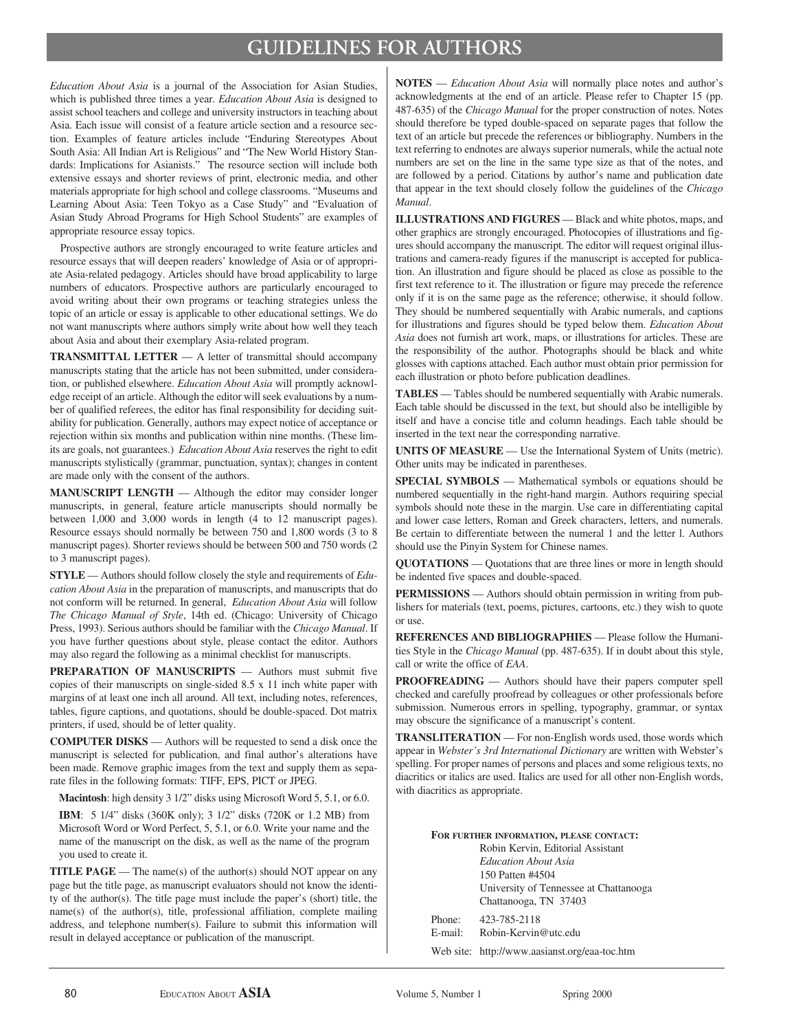# GUIDELINES FOR AUTHORS

*Education About Asia* is a journal of the Association for Asian Studies, which is published three times a year. *Education About Asia* is designed to assist school teachers and college and university instructors in teaching about Asia. Each issue will consist of a feature article section and a resource section. Examples of feature articles include "Enduring Stereotypes About South Asia: All Indian Art is Religious" and "The New World History Standards: Implications for Asianists." The resource section will include both extensive essays and shorter reviews of print, electronic media, and other materials appropriate for high school and college classrooms. "Museums and Learning About Asia: Teen Tokyo as a Case Study" and "Evaluation of Asian Study Abroad Programs for High School Students" are examples of appropriate resource essay topics.

Prospective authors are strongly encouraged to write feature articles and resource essays that will deepen readers' knowledge of Asia or of appropriate Asia-related pedagogy. Articles should have broad applicability to large numbers of educators. Prospective authors are particularly encouraged to avoid writing about their own programs or teaching strategies unless the topic of an article or essay is applicable to other educational settings. We do not want manuscripts where authors simply write about how well they teach about Asia and about their exemplary Asia-related program.

**TRANSMITTAL LETTER** — A letter of transmittal should accompany manuscripts stating that the article has not been submitted, under consideration, or published elsewhere. *Education About Asia* will promptly acknowledge receipt of an article. Although the editor will seek evaluations by a number of qualified referees, the editor has final responsibility for deciding suitability for publication. Generally, authors may expect notice of acceptance or rejection within six months and publication within nine months. (These limits are goals, not guarantees.) *Education About Asia* reserves the right to edit manuscripts stylistically (grammar, punctuation, syntax); changes in content are made only with the consent of the authors.

**MANUSCRIPT LENGTH** — Although the editor may consider longer manuscripts, in general, feature article manuscripts should normally be between 1,000 and 3,000 words in length (4 to 12 manuscript pages). Resource essays should normally be between 750 and 1,800 words (3 to 8 manuscript pages). Shorter reviews should be between 500 and 750 words (2 to 3 manuscript pages).

**STYLE** — Authors should follow closely the style and requirements of *Education About Asia* in the preparation of manuscripts, and manuscripts that do not conform will be returned. In general, *Education About Asia* will follow *The Chicago Manual of Style*, 14th ed. (Chicago: University of Chicago Press, 1993). Serious authors should be familiar with the *Chicago Manual*. If you have further questions about style, please contact the editor. Authors may also regard the following as a minimal checklist for manuscripts.

**PREPARATION OF MANUSCRIPTS** — Authors must submit five copies of their manuscripts on single-sided 8.5 x 11 inch white paper with margins of at least one inch all around. All text, including notes, references, tables, figure captions, and quotations, should be double-spaced. Dot matrix printers, if used, should be of letter quality.

**COMPUTER DISKS** — Authors will be requested to send a disk once the manuscript is selected for publication, and final author's alterations have been made. Remove graphic images from the text and supply them as separate files in the following formats: TIFF, EPS, PICT or JPEG.

**Macintosh**: high density 3 1/2" disks using Microsoft Word 5, 5.1, or 6.0.

**IBM**: 5 1/4" disks (360K only); 3 1/2" disks (720K or 1.2 MB) from Microsoft Word or Word Perfect, 5, 5.1, or 6.0. Write your name and the name of the manuscript on the disk, as well as the name of the program you used to create it.

**TITLE PAGE** — The name(s) of the author(s) should NOT appear on any page but the title page, as manuscript evaluators should not know the identity of the author(s). The title page must include the paper's (short) title, the name(s) of the author(s), title, professional affiliation, complete mailing address, and telephone number(s). Failure to submit this information will result in delayed acceptance or publication of the manuscript.

**NOTES** — *Education About Asia* will normally place notes and author's acknowledgments at the end of an article. Please refer to Chapter 15 (pp. 487-635) of the *Chicago Manual* for the proper construction of notes. Notes should therefore be typed double-spaced on separate pages that follow the text of an article but precede the references or bibliography. Numbers in the text referring to endnotes are always superior numerals, while the actual note numbers are set on the line in the same type size as that of the notes, and are followed by a period. Citations by author's name and publication date that appear in the text should closely follow the guidelines of the *Chicago Manual*.

**ILLUSTRATIONS AND FIGURES** — Black and white photos, maps, and other graphics are strongly encouraged. Photocopies of illustrations and figures should accompany the manuscript. The editor will request original illustrations and camera-ready figures if the manuscript is accepted for publication. An illustration and figure should be placed as close as possible to the first text reference to it. The illustration or figure may precede the reference only if it is on the same page as the reference; otherwise, it should follow. They should be numbered sequentially with Arabic numerals, and captions for illustrations and figures should be typed below them. *Education About Asia* does not furnish art work, maps, or illustrations for articles. These are the responsibility of the author. Photographs should be black and white glosses with captions attached. Each author must obtain prior permission for each illustration or photo before publication deadlines.

**TABLES** — Tables should be numbered sequentially with Arabic numerals. Each table should be discussed in the text, but should also be intelligible by itself and have a concise title and column headings. Each table should be inserted in the text near the corresponding narrative.

**UNITS OF MEASURE** — Use the International System of Units (metric). Other units may be indicated in parentheses.

**SPECIAL SYMBOLS** — Mathematical symbols or equations should be numbered sequentially in the right-hand margin. Authors requiring special symbols should note these in the margin. Use care in differentiating capital and lower case letters, Roman and Greek characters, letters, and numerals. Be certain to differentiate between the numeral 1 and the letter l. Authors should use the Pinyin System for Chinese names.

**QUOTATIONS** — Quotations that are three lines or more in length should be indented five spaces and double-spaced.

**PERMISSIONS** — Authors should obtain permission in writing from publishers for materials (text, poems, pictures, cartoons, etc.) they wish to quote or use.

**REFERENCES AND BIBLIOGRAPHIES** — Please follow the Humanities Style in the *Chicago Manual* (pp. 487-635). If in doubt about this style, call or write the office of *EAA*.

**PROOFREADING** — Authors should have their papers computer spell checked and carefully proofread by colleagues or other professionals before submission. Numerous errors in spelling, typography, grammar, or syntax may obscure the significance of a manuscript's content.

**TRANSLITERATION** — For non-English words used, those words which appear in *Webster's 3rd International Dictionary* are written with Webster's spelling. For proper names of persons and places and some religious texts, no diacritics or italics are used. Italics are used for all other non-English words, with diacritics as appropriate.

**FOR FURTHER INFORMATION, PLEASE CONTACT:**

Robin Kervin, Editorial Assistant
*Education About Asia*
150 Patten #4504
University of Tennessee at Chattanooga
Chattanooga, TN 37403

Phone: 423-785-2118
E-mail: Robin-Kervin@utc.edu

Web site: http://www.aasianst.org/eaa-toc.htm